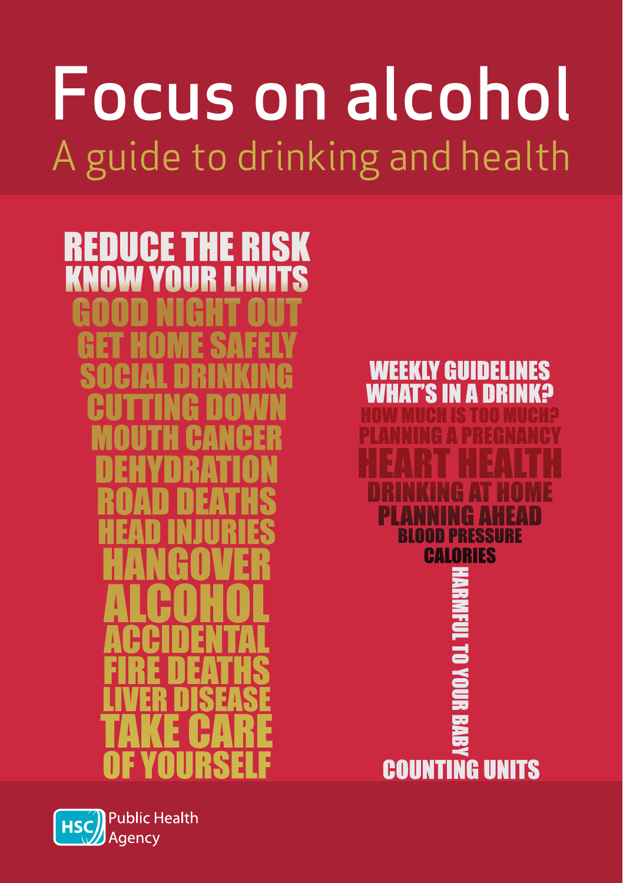# Focus on alcohol

## A guide to drinking and health

REDUCE THE RISK
KNOW YOUR LIMITS
GOOD NIGHT OUT
GET HOME SAFELY
SOCIAL DRINKING
CUTTING DOWN
MOUTH CANCER
DEHYDRATION
ROAD DEATHS
HEAD INJURIES
HANGOVER
ALCOHOL
ACCIDENTAL
FIRE DEATHS
LIVER DISEASE
TAKE CARE
OF YOURSELF

WEEKLY GUIDELINES
WHAT'S IN A DRINK?
HOW MUCH IS TOO MUCH?
PLANNING A PREGNANCY
HEART HEALTH
DRINKING AT HOME
PLANNING AHEAD
BLOOD PRESSURE
CALORIES
HARMFUL TO YOUR BABY
COUNTING UNITS

HSC Public Health Agency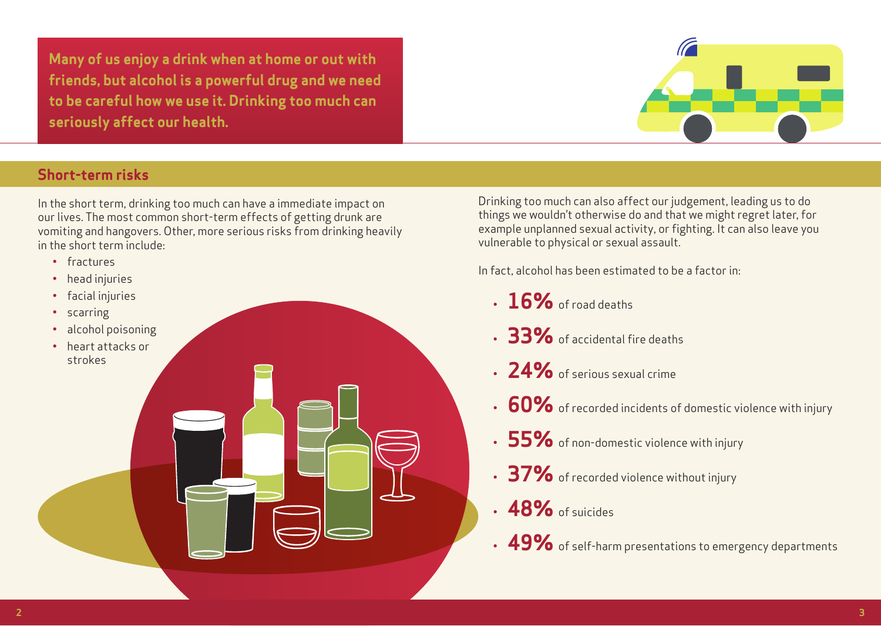**Many of us enjoy a drink when at home or out with friends, but alcohol is a powerful drug and we need to be careful how we use it. Drinking too much can seriously affect our health.**

## Short-term risks

In the short term, drinking too much can have a immediate impact on our lives. The most common short-term effects of getting drunk are vomiting and hangovers. Other, more serious risks from drinking heavily in the short term include:

- fractures
- head injuries
- facial injuries
- scarring
- alcohol poisoning
- heart attacks or strokes

Drinking too much can also affect our judgement, leading us to do things we wouldn't otherwise do and that we might regret later, for example unplanned sexual activity, or fighting. It can also leave you vulnerable to physical or sexual assault.

In fact, alcohol has been estimated to be a factor in:

- **16%** of road deaths
- **33%** of accidental fire deaths
- **24%** of serious sexual crime
- **60%** of recorded incidents of domestic violence with injury
- **55%** of non-domestic violence with injury
- **37%** of recorded violence without injury
- **48%** of suicides
- **49%** of self-harm presentations to emergency departments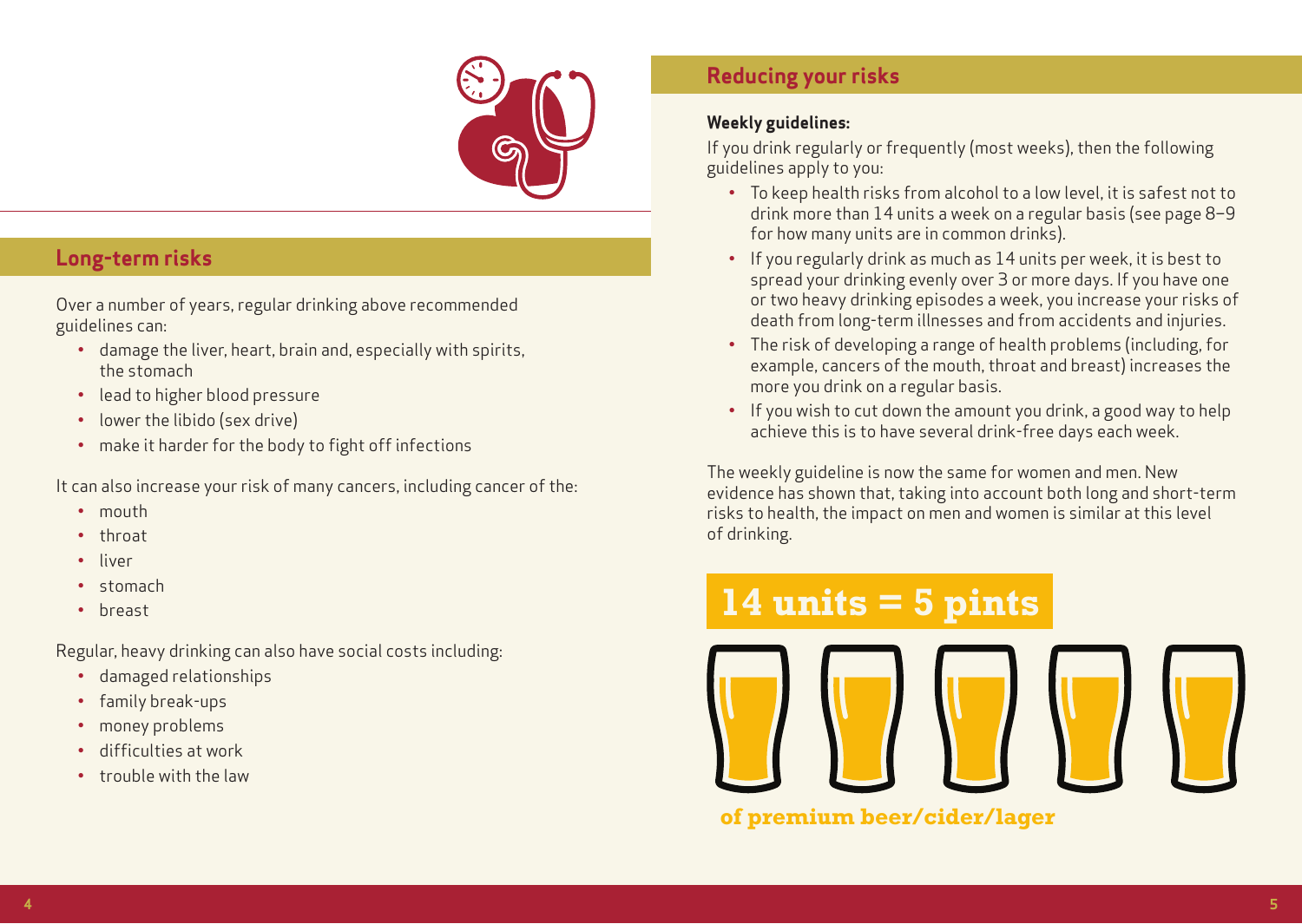## Long-term risks

Over a number of years, regular drinking above recommended guidelines can:

- damage the liver, heart, brain and, especially with spirits, the stomach
- lead to higher blood pressure
- lower the libido (sex drive)
- make it harder for the body to fight off infections

It can also increase your risk of many cancers, including cancer of the:

- mouth
- throat
- liver
- stomach
- breast

Regular, heavy drinking can also have social costs including:

- damaged relationships
- family break-ups
- money problems
- difficulties at work
- trouble with the law

## Reducing your risks

**Weekly guidelines:**

If you drink regularly or frequently (most weeks), then the following guidelines apply to you:

- To keep health risks from alcohol to a low level, it is safest not to drink more than 14 units a week on a regular basis (see page 8–9 for how many units are in common drinks).
- If you regularly drink as much as 14 units per week, it is best to spread your drinking evenly over 3 or more days. If you have one or two heavy drinking episodes a week, you increase your risks of death from long-term illnesses and from accidents and injuries.
- The risk of developing a range of health problems (including, for example, cancers of the mouth, throat and breast) increases the more you drink on a regular basis.
- If you wish to cut down the amount you drink, a good way to help achieve this is to have several drink-free days each week.

The weekly guideline is now the same for women and men. New evidence has shown that, taking into account both long and short-term risks to health, the impact on men and women is similar at this level of drinking.

**14 units = 5 pints**

**of premium beer/cider/lager**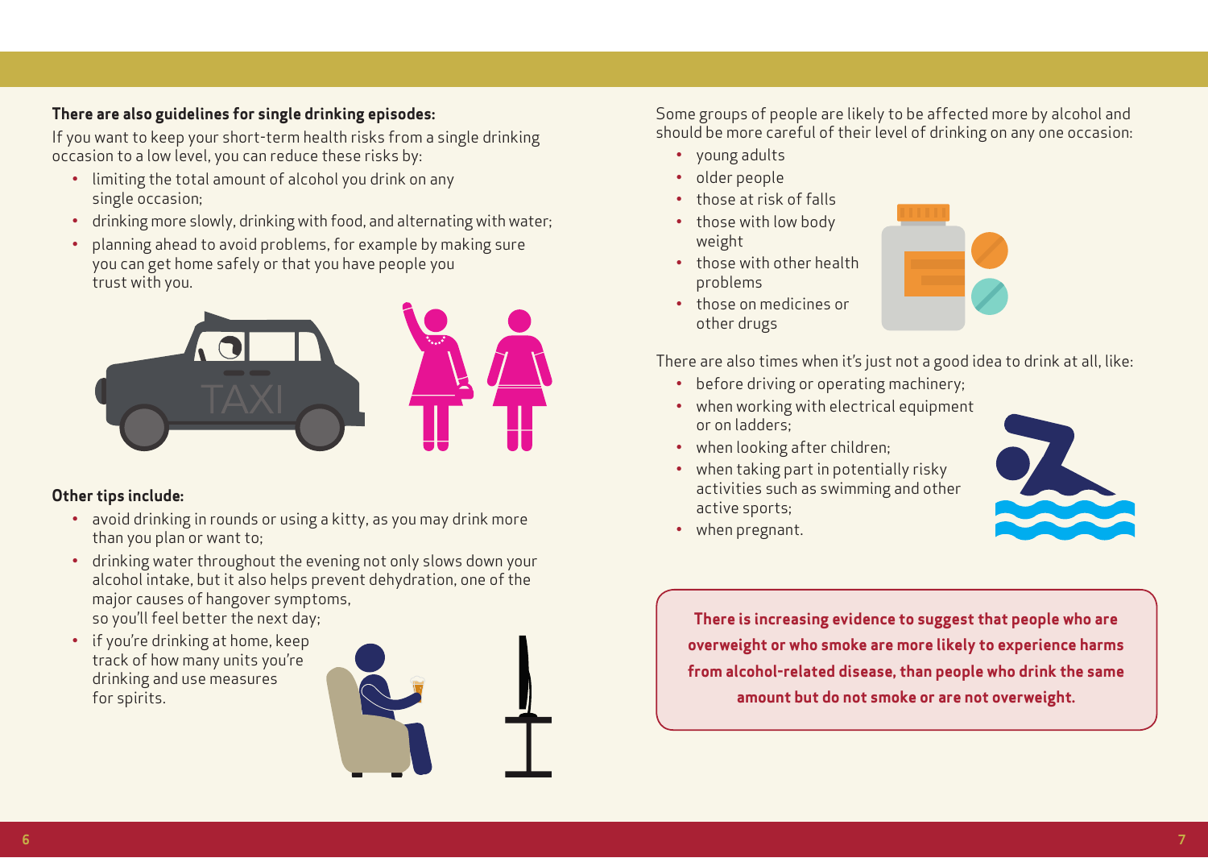**There are also guidelines for single drinking episodes:**

If you want to keep your short-term health risks from a single drinking occasion to a low level, you can reduce these risks by:

- limiting the total amount of alcohol you drink on any single occasion;
- drinking more slowly, drinking with food, and alternating with water;
- planning ahead to avoid problems, for example by making sure you can get home safely or that you have people you trust with you.

**Other tips include:**

- avoid drinking in rounds or using a kitty, as you may drink more than you plan or want to;
- drinking water throughout the evening not only slows down your alcohol intake, but it also helps prevent dehydration, one of the major causes of hangover symptoms, so you'll feel better the next day;
- if you're drinking at home, keep track of how many units you're drinking and use measures for spirits.

Some groups of people are likely to be affected more by alcohol and should be more careful of their level of drinking on any one occasion:

- young adults
- older people
- those at risk of falls
- those with low body weight
- those with other health problems
- those on medicines or other drugs

There are also times when it's just not a good idea to drink at all, like:

- before driving or operating machinery;
- when working with electrical equipment or on ladders;
- when looking after children;
- when taking part in potentially risky activities such as swimming and other active sports;
- when pregnant.

**There is increasing evidence to suggest that people who are overweight or who smoke are more likely to experience harms from alcohol-related disease, than people who drink the same amount but do not smoke or are not overweight.**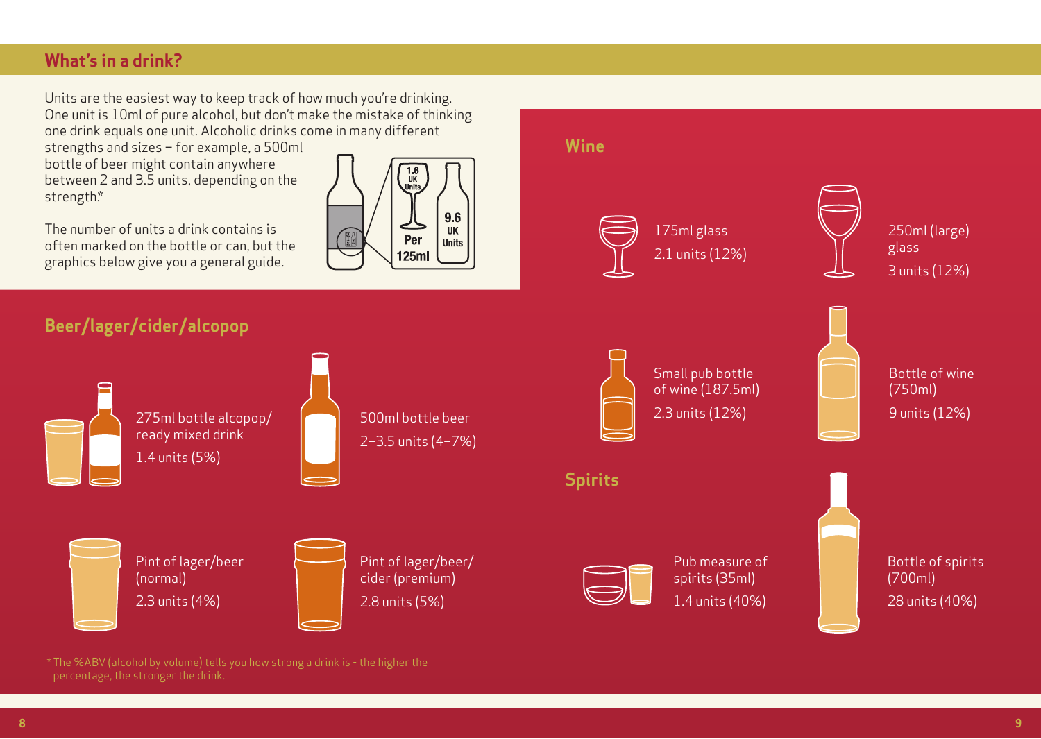## What's in a drink?

Units are the easiest way to keep track of how much you're drinking. One unit is 10ml of pure alcohol, but don't make the mistake of thinking one drink equals one unit. Alcoholic drinks come in many different strengths and sizes – for example, a 500ml bottle of beer might contain anywhere between 2 and 3.5 units, depending on the strength.*

The number of units a drink contains is often marked on the bottle or can, but the graphics below give you a general guide.

1.6 UK Units Per 125ml
9.6 UK Units

### Beer/lager/cider/alcopop

275ml bottle alcopop/ ready mixed drink
1.4 units (5%)

500ml bottle beer
2–3.5 units (4–7%)

Pint of lager/beer (normal)
2.3 units (4%)

Pint of lager/beer/ cider (premium)
2.8 units (5%)

### Wine

175ml glass
2.1 units (12%)

250ml (large) glass
3 units (12%)

Small pub bottle of wine (187.5ml)
2.3 units (12%)

Bottle of wine (750ml)
9 units (12%)

### Spirits

Pub measure of spirits (35ml)
1.4 units (40%)

Bottle of spirits (700ml)
28 units (40%)

* The %ABV (alcohol by volume) tells you how strong a drink is - the higher the percentage, the stronger the drink.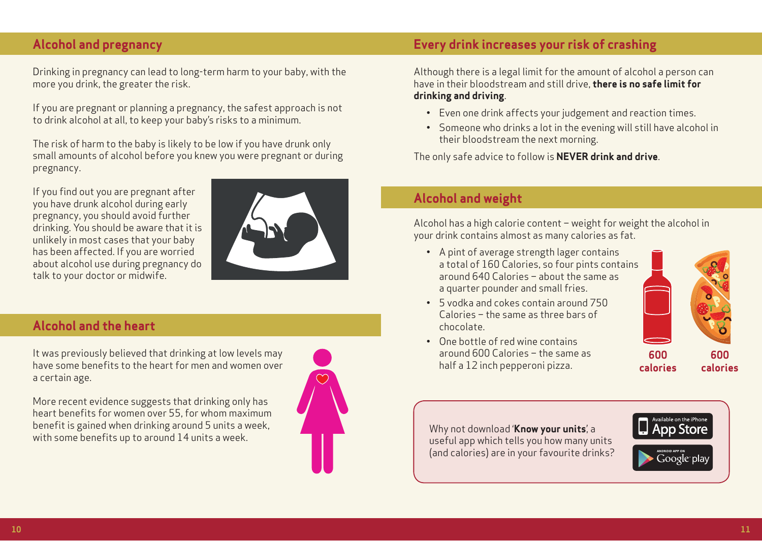## Alcohol and pregnancy

Drinking in pregnancy can lead to long-term harm to your baby, with the more you drink, the greater the risk.

If you are pregnant or planning a pregnancy, the safest approach is not to drink alcohol at all, to keep your baby's risks to a minimum.

The risk of harm to the baby is likely to be low if you have drunk only small amounts of alcohol before you knew you were pregnant or during pregnancy.

If you find out you are pregnant after you have drunk alcohol during early pregnancy, you should avoid further drinking. You should be aware that it is unlikely in most cases that your baby has been affected. If you are worried about alcohol use during pregnancy do talk to your doctor or midwife.

## Alcohol and the heart

It was previously believed that drinking at low levels may have some benefits to the heart for men and women over a certain age.

More recent evidence suggests that drinking only has heart benefits for women over 55, for whom maximum benefit is gained when drinking around 5 units a week, with some benefits up to around 14 units a week.

## Every drink increases your risk of crashing

Although there is a legal limit for the amount of alcohol a person can have in their bloodstream and still drive, **there is no safe limit for drinking and driving**.

- Even one drink affects your judgement and reaction times.
- Someone who drinks a lot in the evening will still have alcohol in their bloodstream the next morning.

The only safe advice to follow is **NEVER drink and drive**.

## Alcohol and weight

Alcohol has a high calorie content – weight for weight the alcohol in your drink contains almost as many calories as fat.

- A pint of average strength lager contains a total of 160 Calories, so four pints contains around 640 Calories – about the same as a quarter pounder and small fries.
- 5 vodka and cokes contain around 750 Calories – the same as three bars of chocolate.
- One bottle of red wine contains around 600 Calories – the same as half a 12 inch pepperoni pizza.

600 calories

600 calories

Why not download '**Know your units**', a useful app which tells you how many units (and calories) are in your favourite drinks?

Available on the iPhone App Store

Android App on Google play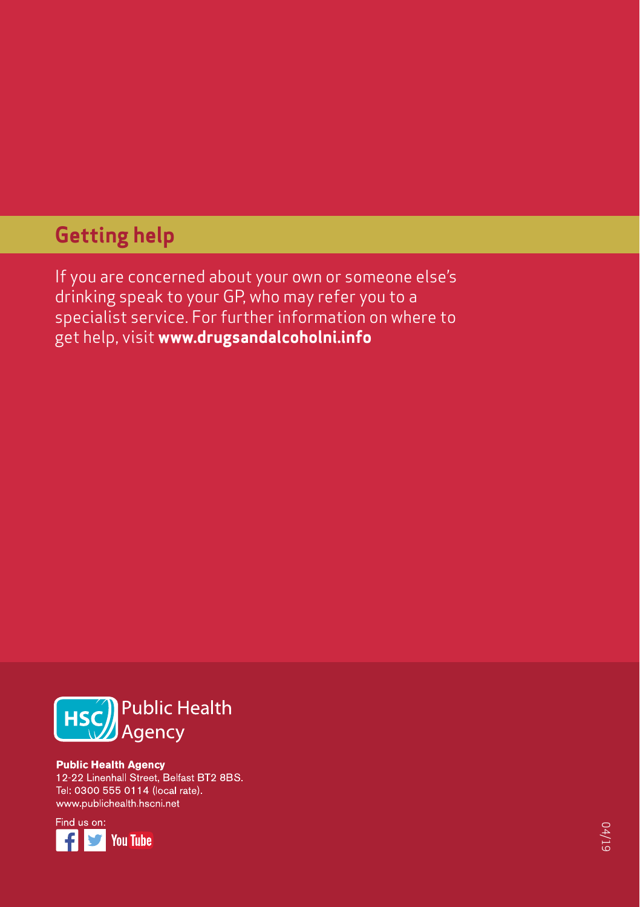## Getting help

If you are concerned about your own or someone else's drinking speak to your GP, who may refer you to a specialist service. For further information on where to get help, visit **www.drugsandalcoholni.info**

HSC Public Health Agency

**Public Health Agency**
12-22 Linenhall Street, Belfast BT2 8BS.
Tel: 0300 555 0114 (local rate).
www.publichealth.hscni.net

Find us on:

04/19